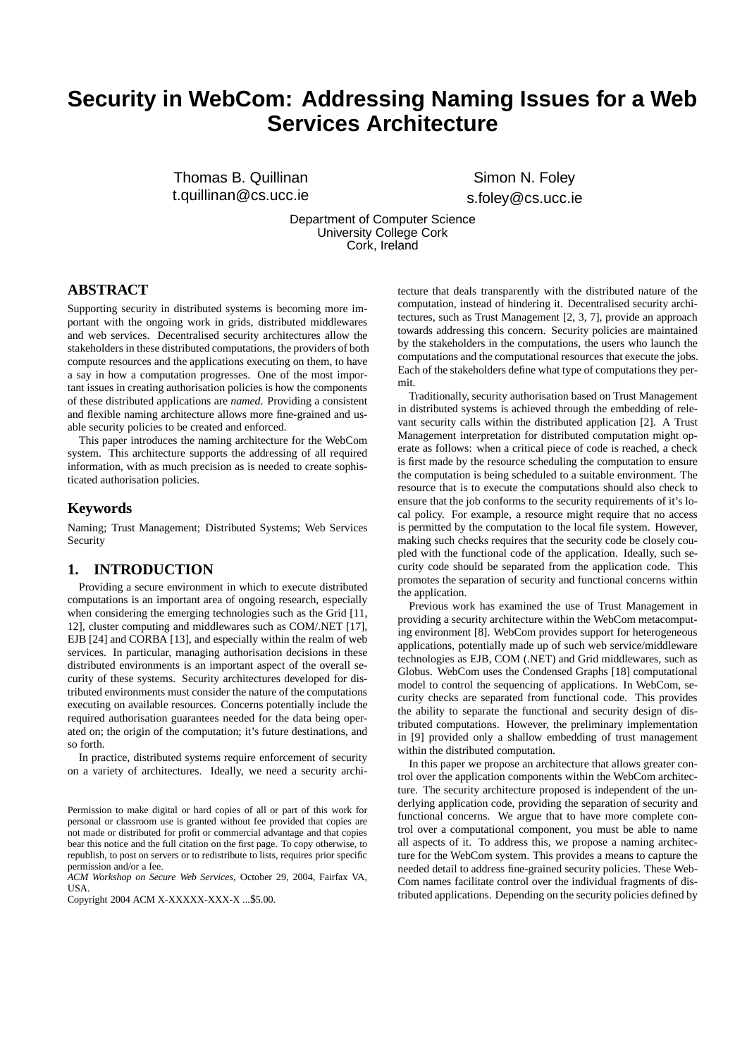# Security in WebCom: Addressing Naming Issues for a Web Services Architecture

Thomas B. Quillinan
t.quillinan@cs.ucc.ie

Simon N. Foley
s.foley@cs.ucc.ie

Department of Computer Science
University College Cork
Cork, Ireland

## ABSTRACT

Supporting security in distributed systems is becoming more important with the ongoing work in grids, distributed middlewares and web services. Decentralised security architectures allow the stakeholders in these distributed computations, the providers of both compute resources and the applications executing on them, to have a say in how a computation progresses. One of the most important issues in creating authorisation policies is how the components of these distributed applications are *named*. Providing a consistent and flexible naming architecture allows more fine-grained and usable security policies to be created and enforced.

This paper introduces the naming architecture for the WebCom system. This architecture supports the addressing of all required information, with as much precision as is needed to create sophisticated authorisation policies.

## Keywords

Naming; Trust Management; Distributed Systems; Web Services Security

## 1. INTRODUCTION

Providing a secure environment in which to execute distributed computations is an important area of ongoing research, especially when considering the emerging technologies such as the Grid [11, 12], cluster computing and middlewares such as COM/.NET [17], EJB [24] and CORBA [13], and especially within the realm of web services. In particular, managing authorisation decisions in these distributed environments is an important aspect of the overall security of these systems. Security architectures developed for distributed environments must consider the nature of the computations executing on available resources. Concerns potentially include the required authorisation guarantees needed for the data being operated on; the origin of the computation; it's future destinations, and so forth.

In practice, distributed systems require enforcement of security on a variety of architectures. Ideally, we need a security architecture that deals transparently with the distributed nature of the computation, instead of hindering it. Decentralised security architectures, such as Trust Management [2, 3, 7], provide an approach towards addressing this concern. Security policies are maintained by the stakeholders in the computations, the users who launch the computations and the computational resources that execute the jobs. Each of the stakeholders define what type of computations they permit.

Traditionally, security authorisation based on Trust Management in distributed systems is achieved through the embedding of relevant security calls within the distributed application [2]. A Trust Management interpretation for distributed computation might operate as follows: when a critical piece of code is reached, a check is first made by the resource scheduling the computation to ensure the computation is being scheduled to a suitable environment. The resource that is to execute the computations should also check to ensure that the job conforms to the security requirements of it's local policy. For example, a resource might require that no access is permitted by the computation to the local file system. However, making such checks requires that the security code be closely coupled with the functional code of the application. Ideally, such security code should be separated from the application code. This promotes the separation of security and functional concerns within the application.

Previous work has examined the use of Trust Management in providing a security architecture within the WebCom metacomputing environment [8]. WebCom provides support for heterogeneous applications, potentially made up of such web service/middleware technologies as EJB, COM (.NET) and Grid middlewares, such as Globus. WebCom uses the Condensed Graphs [18] computational model to control the sequencing of applications. In WebCom, security checks are separated from functional code. This provides the ability to separate the functional and security design of distributed computations. However, the preliminary implementation in [9] provided only a shallow embedding of trust management within the distributed computation.

In this paper we propose an architecture that allows greater control over the application components within the WebCom architecture. The security architecture proposed is independent of the underlying application code, providing the separation of security and functional concerns. We argue that to have more complete control over a computational component, you must be able to name all aspects of it. To address this, we propose a naming architecture for the WebCom system. This provides a means to capture the needed detail to address fine-grained security policies. These WebCom names facilitate control over the individual fragments of distributed applications. Depending on the security policies defined by

Permission to make digital or hard copies of all or part of this work for personal or classroom use is granted without fee provided that copies are not made or distributed for profit or commercial advantage and that copies bear this notice and the full citation on the first page. To copy otherwise, to republish, to post on servers or to redistribute to lists, requires prior specific permission and/or a fee.
*ACM Workshop on Secure Web Services,* October 29, 2004, Fairfax VA, USA.
Copyright 2004 ACM X-XXXXX-XXX-X ...$5.00.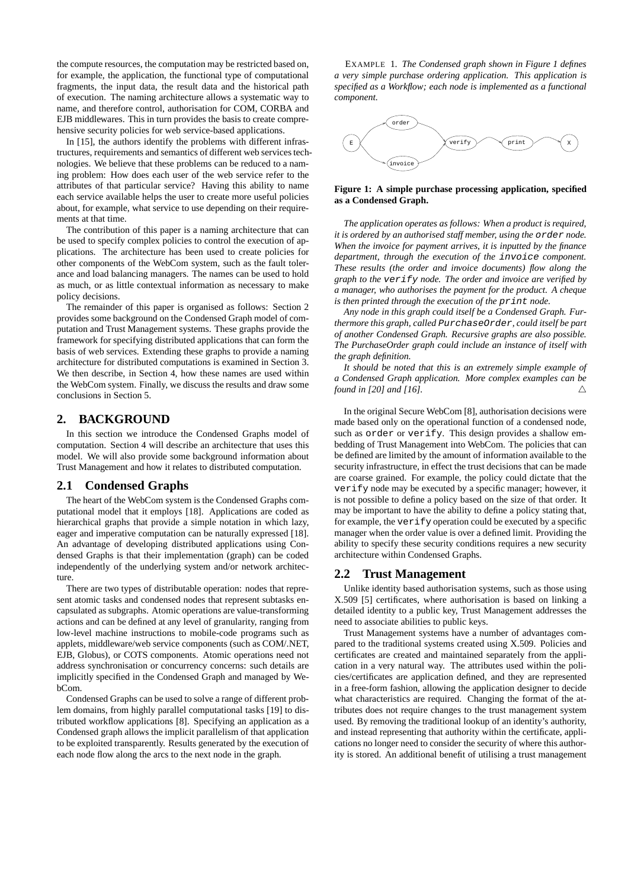the compute resources, the computation may be restricted based on, for example, the application, the functional type of computational fragments, the input data, the result data and the historical path of execution. The naming architecture allows a systematic way to name, and therefore control, authorisation for COM, CORBA and EJB middlewares. This in turn provides the basis to create comprehensive security policies for web service-based applications.

In [15], the authors identify the problems with different infrastructures, requirements and semantics of different web services technologies. We believe that these problems can be reduced to a naming problem: How does each user of the web service refer to the attributes of that particular service? Having this ability to name each service available helps the user to create more useful policies about, for example, what service to use depending on their requirements at that time.

The contribution of this paper is a naming architecture that can be used to specify complex policies to control the execution of applications. The architecture has been used to create policies for other components of the WebCom system, such as the fault tolerance and load balancing managers. The names can be used to hold as much, or as little contextual information as necessary to make policy decisions.

The remainder of this paper is organised as follows: Section 2 provides some background on the Condensed Graph model of computation and Trust Management systems. These graphs provide the framework for specifying distributed applications that can form the basis of web services. Extending these graphs to provide a naming architecture for distributed computations is examined in Section 3. We then describe, in Section 4, how these names are used within the WebCom system. Finally, we discuss the results and draw some conclusions in Section 5.

## 2. BACKGROUND

In this section we introduce the Condensed Graphs model of computation. Section 4 will describe an architecture that uses this model. We will also provide some background information about Trust Management and how it relates to distributed computation.

### 2.1 Condensed Graphs

The heart of the WebCom system is the Condensed Graphs computational model that it employs [18]. Applications are coded as hierarchical graphs that provide a simple notation in which lazy, eager and imperative computation can be naturally expressed [18]. An advantage of developing distributed applications using Condensed Graphs is that their implementation (graph) can be coded independently of the underlying system and/or network architecture.

There are two types of distributable operation: nodes that represent atomic tasks and condensed nodes that represent subtasks encapsulated as subgraphs. Atomic operations are value-transforming actions and can be defined at any level of granularity, ranging from low-level machine instructions to mobile-code programs such as applets, middleware/web service components (such as COM/.NET, EJB, Globus), or COTS components. Atomic operations need not address synchronisation or concurrency concerns: such details are implicitly specified in the Condensed Graph and managed by WebCom.

Condensed Graphs can be used to solve a range of different problem domains, from highly parallel computational tasks [19] to distributed workflow applications [8]. Specifying an application as a Condensed graph allows the implicit parallelism of that application to be exploited transparently. Results generated by the execution of each node flow along the arcs to the next node in the graph.

EXAMPLE 1. *The Condensed graph shown in Figure 1 defines a very simple purchase ordering application. This application is specified as a Workflow; each node is implemented as a functional component.*

order

E

verify

print

X

invoice

**Figure 1: A simple purchase processing application, specified as a Condensed Graph.**

*The application operates as follows: When a product is required, it is ordered by an authorised staff member, using the* `order` *node. When the invoice for payment arrives, it is inputted by the finance department, through the execution of the* `invoice` *component. These results (the order and invoice documents) flow along the graph to the* `verify` *node. The order and invoice are verified by a manager, who authorises the payment for the product. A cheque is then printed through the execution of the* `print` *node.*

*Any node in this graph could itself be a Condensed Graph. Furthermore this graph, called* `PurchaseOrder`*, could itself be part of another Condensed Graph. Recursive graphs are also possible. The PurchaseOrder graph could include an instance of itself with the graph definition.*

*It should be noted that this is an extremely simple example of a Condensed Graph application. More complex examples can be found in [20] and [16].* △

In the original Secure WebCom [8], authorisation decisions were made based only on the operational function of a condensed node, such as `order` or `verify`. This design provides a shallow embedding of Trust Management into WebCom. The policies that can be defined are limited by the amount of information available to the security infrastructure, in effect the trust decisions that can be made are coarse grained. For example, the policy could dictate that the `verify` node may be executed by a specific manager; however, it is not possible to define a policy based on the size of that order. It may be important to have the ability to define a policy stating that, for example, the `verify` operation could be executed by a specific manager when the order value is over a defined limit. Providing the ability to specify these security conditions requires a new security architecture within Condensed Graphs.

### 2.2 Trust Management

Unlike identity based authorisation systems, such as those using X.509 [5] certificates, where authorisation is based on linking a detailed identity to a public key, Trust Management addresses the need to associate abilities to public keys.

Trust Management systems have a number of advantages compared to the traditional systems created using X.509. Policies and certificates are created and maintained separately from the application in a very natural way. The attributes used within the policies/certificates are application defined, and they are represented in a free-form fashion, allowing the application designer to decide what characteristics are required. Changing the format of the attributes does not require changes to the trust management system used. By removing the traditional lookup of an identity's authority, and instead representing that authority within the certificate, applications no longer need to consider the security of where this authority is stored. An additional benefit of utilising a trust management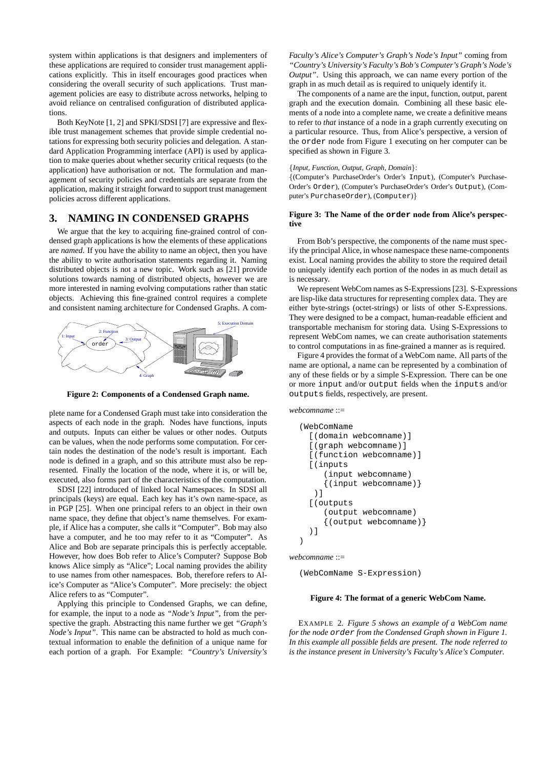system within applications is that designers and implementers of these applications are required to consider trust management applications explicitly. This in itself encourages good practices when considering the overall security of such applications. Trust management policies are easy to distribute across networks, helping to avoid reliance on centralised configuration of distributed applications.

Both KeyNote [1, 2] and SPKI/SDSI [7] are expressive and flexible trust management schemes that provide simple credential notations for expressing both security policies and delegation. A standard Application Programming interface (API) is used by applications to make queries about whether security critical requests (to the application) have authorisation or not. The formulation and management of security policies and credentials are separate from the application, making it straight forward to support trust management policies across different applications.

## 3. NAMING IN CONDENSED GRAPHS

We argue that the key to acquiring fine-grained control of condensed graph applications is how the elements of these applications are *named*. If you have the ability to name an object, then you have the ability to write authorisation statements regarding it. Naming distributed objects is not a new topic. Work such as [21] provide solutions towards naming of distributed objects, however we are more interested in naming evolving computations rather than static objects. Achieving this fine-grained control requires a complete and consistent naming architecture for Condensed Graphs. A complete name for a Condensed Graph must take into consideration the aspects of each node in the graph. Nodes have functions, inputs and outputs. Inputs can either be values or other nodes. Outputs can be values, when the node performs some computation. For certain nodes the destination of the node's result is important. Each node is defined in a graph, and so this attribute must also be represented. Finally the location of the node, where it is, or will be, executed, also forms part of the characteristics of the computation.

1: Input
2: Function
3: Output
4: Graph
5: Execution Domain
order

**Figure 2: Components of a Condensed Graph name.**

SDSI [22] introduced of linked local Namespaces. In SDSI all principals (keys) are equal. Each key has it's own name-space, as in PGP [25]. When one principal refers to an object in their own name space, they define that object's name themselves. For example, if Alice has a computer, she calls it "Computer". Bob may also have a computer, and he too may refer to it as "Computer". As Alice and Bob are separate principals this is perfectly acceptable. However, how does Bob refer to Alice's Computer? Suppose Bob knows Alice simply as "Alice"; Local naming provides the ability to use names from other namespaces. Bob, therefore refers to Alice's Computer as "Alice's Computer". More precisely: the object Alice refers to as "Computer".

Applying this principle to Condensed Graphs, we can define, for example, the input to a node as *"Node's Input"*, from the perspective the graph. Abstracting this name further we get *"Graph's Node's Input"*. This name can be abstracted to hold as much contextual information to enable the definition of a unique name for each portion of a graph. For Example: *"Country's University's Faculty's Alice's Computer's Graph's Node's Input"* coming from *"Country's University's Faculty's Bob's Computer's Graph's Node's Output"*. Using this approach, we can name every portion of the graph in as much detail as is required to uniquely identify it.

The components of a name are the input, function, output, parent graph and the execution domain. Combining all these basic elements of a node into a complete name, we create a definitive means to refer to *that* instance of a node in a graph currently executing on a particular resource. Thus, from Alice's perspective, a version of the `order` node from Figure 1 executing on her computer can be specified as shown in Figure 3.

{*Input, Function, Output, Graph, Domain*}:
{(Computer's PurchaseOrder's Order's `Input`), (Computer's PurchaseOrder's `Order`), (Computer's PurchaseOrder's Order's `Output`), (Computer's `PurchaseOrder`), (`Computer`)}

**Figure 3: The Name of the `order` node from Alice's perspective**

From Bob's perspective, the components of the name must specify the principal Alice, in whose namespace these name-components exist. Local naming provides the ability to store the required detail to uniquely identify each portion of the nodes in as much detail as is necessary.

We represent WebCom names as S-Expressions [23]. S-Expressions are lisp-like data structures for representing complex data. They are either byte-strings (octet-strings) or lists of other S-Expressions. They were designed to be a compact, human-readable efficient and transportable mechanism for storing data. Using S-Expressions to represent WebCom names, we can create authorisation statements to control computations in as fine-grained a manner as is required.

Figure 4 provides the format of a WebCom name. All parts of the name are optional, a name can be represented by a combination of any of these fields or by a simple S-Expression. There can be one or more `input` and/or `output` fields when the `inputs` and/or `outputs` fields, respectively, are present.

*webcomname* ::=

```
(WebComName
  [(domain webcomname)]
  [(graph webcomname)]
  [(function webcomname)]
  [(inputs
     (input webcomname)
     {(input webcomname)}
   )]
  [(outputs
     (output webcomname)
     {(output webcomname)}
  )]
)
```

*webcomname* ::=

```
(WebComName S-Expression)
```

**Figure 4: The format of a generic WebCom Name.**

EXAMPLE 2. *Figure 5 shows an example of a WebCom name for the node `order` from the Condensed Graph shown in Figure 1. In this example all possible fields are present. The node referred to is the instance present in University's Faculty's Alice's Computer.*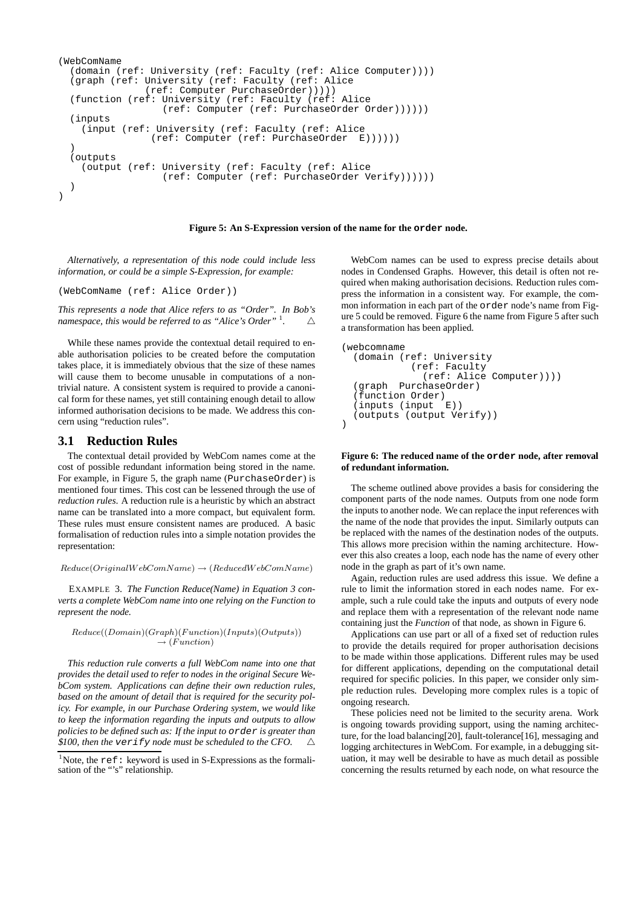```
(WebComName
  (domain (ref: University (ref: Faculty (ref: Alice Computer))))
  (graph (ref: University (ref: Faculty (ref: Alice
              (ref: Computer PurchaseOrder)))))
  (function (ref: University (ref: Faculty (ref: Alice
                  (ref: Computer (ref: PurchaseOrder Order))))))
  (inputs
    (input (ref: University (ref: Faculty (ref: Alice
                (ref: Computer (ref: PurchaseOrder  E))))))
  )
  (outputs
    (output (ref: University (ref: Faculty (ref: Alice
                  (ref: Computer (ref: PurchaseOrder Verify))))))
  )
)
```

**Figure 5: An S-Expression version of the name for the `order` node.**

*Alternatively, a representation of this node could include less information, or could be a simple S-Expression, for example:*

```
(WebComName (ref: Alice Order))
```

*This represents a node that Alice refers to as "Order". In Bob's namespace, this would be referred to as "Alice's Order"* [1]. △

While these names provide the contextual detail required to enable authorisation policies to be created before the computation takes place, it is immediately obvious that the size of these names will cause them to become unusable in computations of a nontrivial nature. A consistent system is required to provide a canonical form for these names, yet still containing enough detail to allow informed authorisation decisions to be made. We address this concern using "reduction rules".

### 3.1 Reduction Rules

The contextual detail provided by WebCom names come at the cost of possible redundant information being stored in the name. For example, in Figure 5, the graph name (`PurchaseOrder`) is mentioned four times. This cost can be lessened through the use of *reduction rules*. A reduction rule is a heuristic by which an abstract name can be translated into a more compact, but equivalent form. These rules must ensure consistent names are produced. A basic formalisation of reduction rules into a simple notation provides the representation:

$$Reduce(OriginalWebComName) \rightarrow (ReducedWebComName)$$

EXAMPLE 3. *The Function Reduce(Name) in Equation 3 converts a complete WebCom name into one relying on the Function to represent the node.*

$$Reduce((Domain)(Graph)(Function)(Inputs)(Outputs)) \rightarrow (Function)$$

*This reduction rule converts a full WebCom name into one that provides the detail used to refer to nodes in the original Secure WebCom system. Applications can define their own reduction rules, based on the amount of detail that is required for the security policy. For example, in our Purchase Ordering system, we would like to keep the information regarding the inputs and outputs to allow policies to be defined such as: If the input to `order` is greater than \$100, then the `verify` node must be scheduled to the CFO.* △

[1] Note, the `ref:` keyword is used in S-Expressions as the formalisation of the "'s" relationship.

WebCom names can be used to express precise details about nodes in Condensed Graphs. However, this detail is often not required when making authorisation decisions. Reduction rules compress the information in a consistent way. For example, the common information in each part of the `order` node's name from Figure 5 could be removed. Figure 6 the name from Figure 5 after such a transformation has been applied.

```
(webcomname
  (domain (ref: University
            (ref: Faculty
              (ref: Alice Computer))))
  (graph  PurchaseOrder)
  (function Order)
  (inputs (input  E))
  (outputs (output Verify))
)
```

**Figure 6: The reduced name of the `order` node, after removal of redundant information.**

The scheme outlined above provides a basis for considering the component parts of the node names. Outputs from one node form the inputs to another node. We can replace the input references with the name of the node that provides the input. Similarly outputs can be replaced with the names of the destination nodes of the outputs. This allows more precision within the naming architecture. However this also creates a loop, each node has the name of every other node in the graph as part of it's own name.

Again, reduction rules are used address this issue. We define a rule to limit the information stored in each nodes name. For example, such a rule could take the inputs and outputs of every node and replace them with a representation of the relevant node name containing just the *Function* of that node, as shown in Figure 6.

Applications can use part or all of a fixed set of reduction rules to provide the details required for proper authorisation decisions to be made within those applications. Different rules may be used for different applications, depending on the computational detail required for specific policies. In this paper, we consider only simple reduction rules. Developing more complex rules is a topic of ongoing research.

These policies need not be limited to the security arena. Work is ongoing towards providing support, using the naming architecture, for the load balancing[20], fault-tolerance[16], messaging and logging architectures in WebCom. For example, in a debugging situation, it may well be desirable to have as much detail as possible concerning the results returned by each node, on what resource the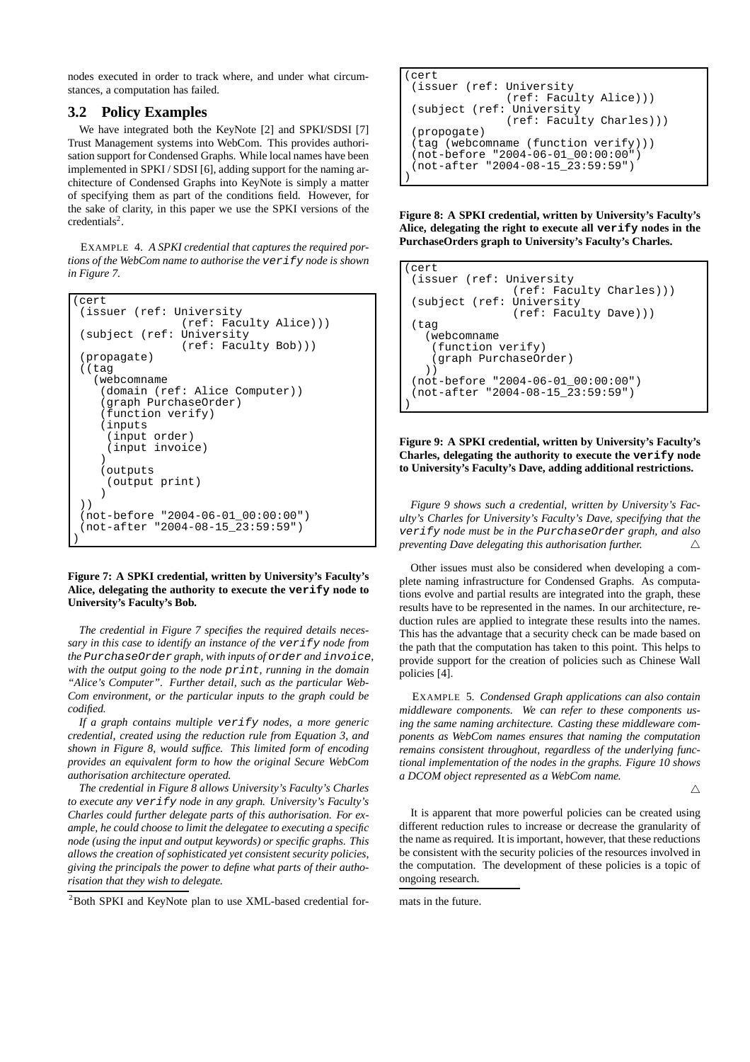nodes executed in order to track where, and under what circumstances, a computation has failed.

## 3.2 Policy Examples

We have integrated both the KeyNote [2] and SPKI/SDSI [7] Trust Management systems into WebCom. This provides authorisation support for Condensed Graphs. While local names have been implemented in SPKI / SDSI [6], adding support for the naming architecture of Condensed Graphs into KeyNote is simply a matter of specifying them as part of the conditions field. However, for the sake of clarity, in this paper we use the SPKI versions of the credentials[2].

EXAMPLE 4. *A SPKI credential that captures the required portions of the WebCom name to authorise the* `verify` *node is shown in Figure 7.*

```
(cert
 (issuer (ref: University
                (ref: Faculty Alice)))
 (subject (ref: University
                (ref: Faculty Bob)))
 (propagate)
 ((tag
   (webcomname
    (domain (ref: Alice Computer))
    (graph PurchaseOrder)
    (function verify)
    (inputs
     (input order)
     (input invoice)
    )
    (outputs
     (output print)
    )
 ))
 (not-before "2004-06-01_00:00:00")
 (not-after "2004-08-15_23:59:59")
)
```

**Figure 7: A SPKI credential, written by University's Faculty's Alice, delegating the authority to execute the `verify` node to University's Faculty's Bob.**

*The credential in Figure 7 specifies the required details necessary in this case to identify an instance of the* `verify` *node from the* `PurchaseOrder` *graph, with inputs of* `order` *and* `invoice`*, with the output going to the node* `print`*, running in the domain "Alice's Computer". Further detail, such as the particular WebCom environment, or the particular inputs to the graph could be codified.*

*If a graph contains multiple* `verify` *nodes, a more generic credential, created using the reduction rule from Equation 3, and shown in Figure 8, would suffice. This limited form of encoding provides an equivalent form to how the original Secure WebCom authorisation architecture operated.*

*The credential in Figure 8 allows University's Faculty's Charles to execute any* `verify` *node in any graph. University's Faculty's Charles could further delegate parts of this authorisation. For example, he could choose to limit the delegatee to executing a specific node (using the input and output keywords) or specific graphs. This allows the creation of sophisticated yet consistent security policies, giving the principals the power to define what parts of their authorisation that they wish to delegate.*

```
(cert
 (issuer (ref: University
               (ref: Faculty Alice)))
 (subject (ref: University
               (ref: Faculty Charles)))
 (propogate)
 (tag (webcomname (function verify)))
 (not-before "2004-06-01_00:00:00")
 (not-after "2004-08-15_23:59:59")
)
```

**Figure 8: A SPKI credential, written by University's Faculty's Alice, delegating the right to execute all `verify` nodes in the PurchaseOrders graph to University's Faculty's Charles.**

```
(cert
 (issuer (ref: University
               (ref: Faculty Charles)))
 (subject (ref: University
               (ref: Faculty Dave)))
 (tag
   (webcomname
    (function verify)
    (graph PurchaseOrder)
   ))
 (not-before "2004-06-01_00:00:00")
 (not-after "2004-08-15_23:59:59")
)
```

**Figure 9: A SPKI credential, written by University's Faculty's Charles, delegating the authority to execute the `verify` node to University's Faculty's Dave, adding additional restrictions.**

*Figure 9 shows such a credential, written by University's Faculty's Charles for University's Faculty's Dave, specifying that the* `verify` *node must be in the* `PurchaseOrder` *graph, and also preventing Dave delegating this authorisation further.* △

Other issues must also be considered when developing a complete naming infrastructure for Condensed Graphs. As computations evolve and partial results are integrated into the graph, these results have to be represented in the names. In our architecture, reduction rules are applied to integrate these results into the names. This has the advantage that a security check can be made based on the path that the computation has taken to this point. This helps to provide support for the creation of policies such as Chinese Wall policies [4].

EXAMPLE 5. *Condensed Graph applications can also contain middleware components. We can refer to these components using the same naming architecture. Casting these middleware components as WebCom names ensures that naming the computation remains consistent throughout, regardless of the underlying functional implementation of the nodes in the graphs. Figure 10 shows a DCOM object represented as a WebCom name.*

△

It is apparent that more powerful policies can be created using different reduction rules to increase or decrease the granularity of the name as required. It is important, however, that these reductions be consistent with the security policies of the resources involved in the computation. The development of these policies is a topic of ongoing research.

[2]Both SPKI and KeyNote plan to use XML-based credential formats in the future.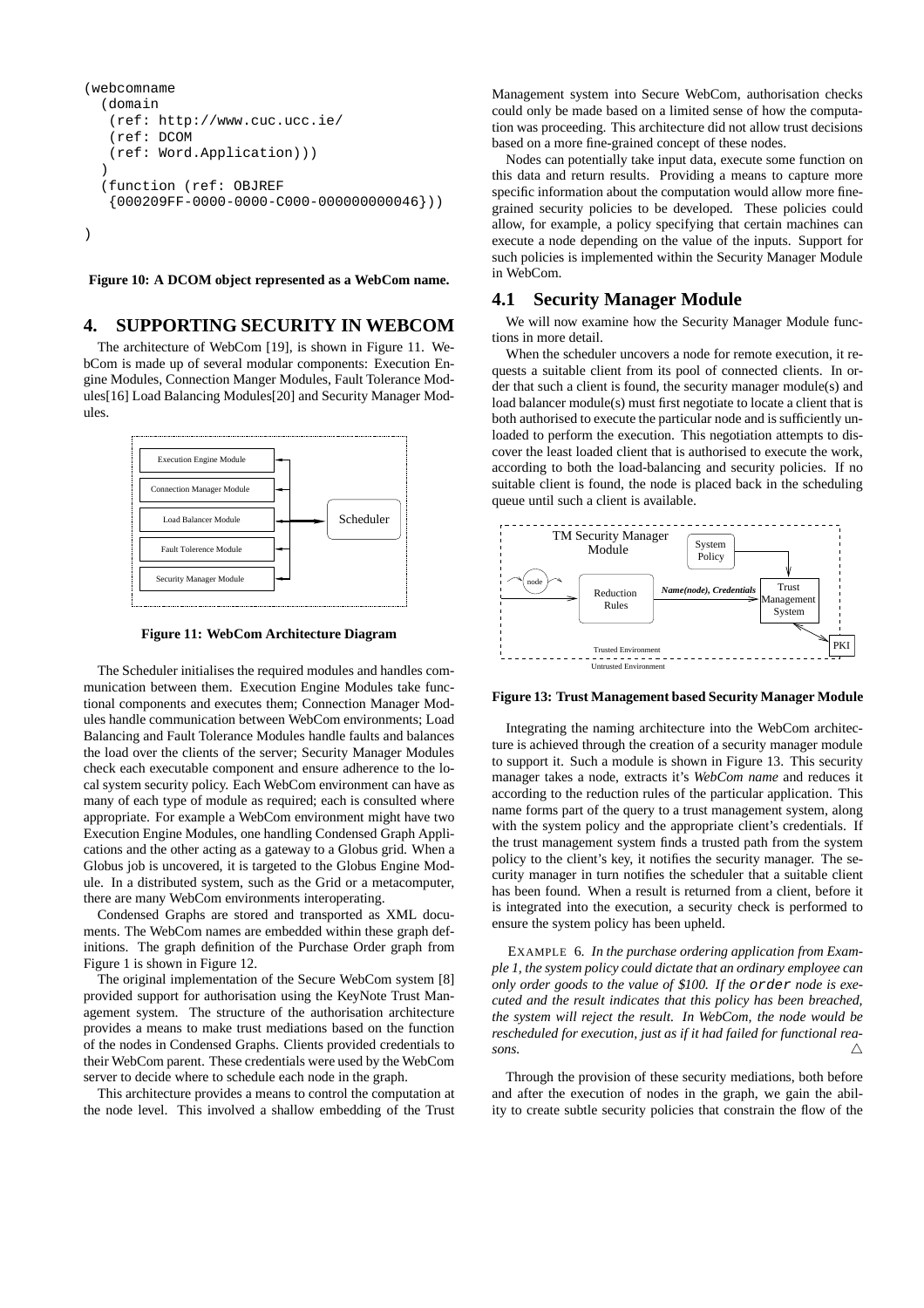```
(webcomname
  (domain
   (ref: http://www.cuc.ucc.ie/
   (ref: DCOM
   (ref: Word.Application)))
  )
  (function (ref: OBJREF
   {000209FF-0000-0000-C000-000000000046}))

)
```

**Figure 10: A DCOM object represented as a WebCom name.**

## 4. SUPPORTING SECURITY IN WEBCOM

The architecture of WebCom [19], is shown in Figure 11. WebCom is made up of several modular components: Execution Engine Modules, Connection Manger Modules, Fault Tolerance Modules[16] Load Balancing Modules[20] and Security Manager Modules.

Execution Engine Module
Connection Manager Module
Load Balancer Module
Fault Tolerence Module
Security Manager Module
Scheduler

**Figure 11: WebCom Architecture Diagram**

The Scheduler initialises the required modules and handles communication between them. Execution Engine Modules take functional components and executes them; Connection Manager Modules handle communication between WebCom environments; Load Balancing and Fault Tolerance Modules handle faults and balances the load over the clients of the server; Security Manager Modules check each executable component and ensure adherence to the local system security policy. Each WebCom environment can have as many of each type of module as required; each is consulted where appropriate. For example a WebCom environment might have two Execution Engine Modules, one handling Condensed Graph Applications and the other acting as a gateway to a Globus grid. When a Globus job is uncovered, it is targeted to the Globus Engine Module. In a distributed system, such as the Grid or a metacomputer, there are many WebCom environments interoperating.

Condensed Graphs are stored and transported as XML documents. The WebCom names are embedded within these graph definitions. The graph definition of the Purchase Order graph from Figure 1 is shown in Figure 12.

The original implementation of the Secure WebCom system [8] provided support for authorisation using the KeyNote Trust Management system. The structure of the authorisation architecture provides a means to make trust mediations based on the function of the nodes in Condensed Graphs. Clients provided credentials to their WebCom parent. These credentials were used by the WebCom server to decide where to schedule each node in the graph.

This architecture provides a means to control the computation at the node level. This involved a shallow embedding of the Trust Management system into Secure WebCom, authorisation checks could only be made based on a limited sense of how the computation was proceeding. This architecture did not allow trust decisions based on a more fine-grained concept of these nodes.

Nodes can potentially take input data, execute some function on this data and return results. Providing a means to capture more specific information about the computation would allow more fine-grained security policies to be developed. These policies could allow, for example, a policy specifying that certain machines can execute a node depending on the value of the inputs. Support for such policies is implemented within the Security Manager Module in WebCom.

### 4.1 Security Manager Module

We will now examine how the Security Manager Module functions in more detail.

When the scheduler uncovers a node for remote execution, it requests a suitable client from its pool of connected clients. In order that such a client is found, the security manager module(s) and load balancer module(s) must first negotiate to locate a client that is both authorised to execute the particular node and is sufficiently unloaded to perform the execution. This negotiation attempts to discover the least loaded client that is authorised to execute the work, according to both the load-balancing and security policies. If no suitable client is found, the node is placed back in the scheduling queue until such a client is available.

TM Security Manager Module
System Policy
node
Reduction Rules
*Name(node), Credentials*
Trust Management System
PKI
Trusted Environment
Untrusted Environment

**Figure 13: Trust Management based Security Manager Module**

Integrating the naming architecture into the WebCom architecture is achieved through the creation of a security manager module to support it. Such a module is shown in Figure 13. This security manager takes a node, extracts it's *WebCom name* and reduces it according to the reduction rules of the particular application. This name forms part of the query to a trust management system, along with the system policy and the appropriate client's credentials. If the trust management system finds a trusted path from the system policy to the client's key, it notifies the security manager. The security manager in turn notifies the scheduler that a suitable client has been found. When a result is returned from a client, before it is integrated into the execution, a security check is performed to ensure the system policy has been upheld.

EXAMPLE 6. *In the purchase ordering application from Example 1, the system policy could dictate that an ordinary employee can only order goods to the value of $100. If the* `order` *node is executed and the result indicates that this policy has been breached, the system will reject the result. In WebCom, the node would be rescheduled for execution, just as if it had failed for functional reasons.* $\triangle$

Through the provision of these security mediations, both before and after the execution of nodes in the graph, we gain the ability to create subtle security policies that constrain the flow of the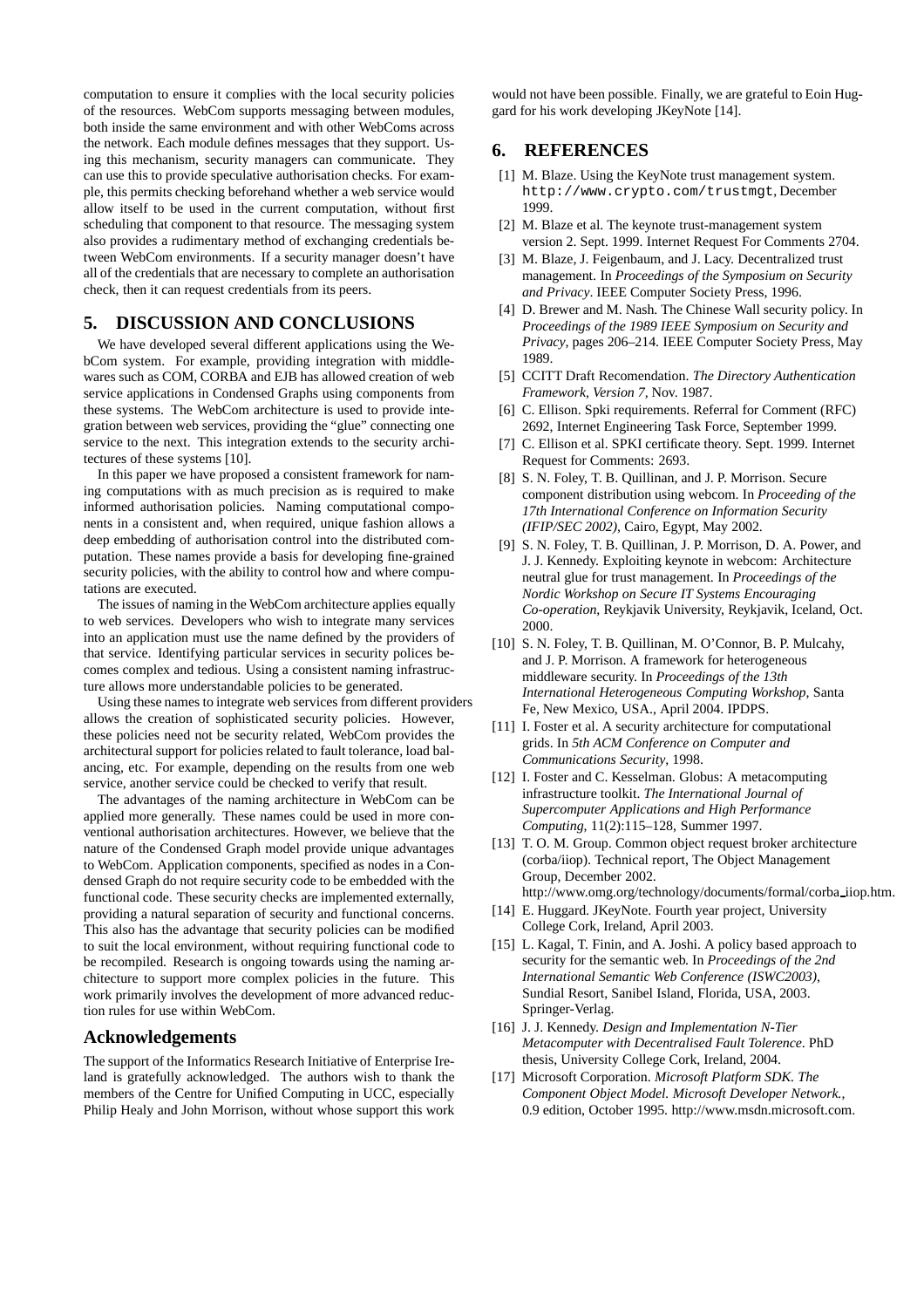computation to ensure it complies with the local security policies of the resources. WebCom supports messaging between modules, both inside the same environment and with other WebComs across the network. Each module defines messages that they support. Using this mechanism, security managers can communicate. They can use this to provide speculative authorisation checks. For example, this permits checking beforehand whether a web service would allow itself to be used in the current computation, without first scheduling that component to that resource. The messaging system also provides a rudimentary method of exchanging credentials between WebCom environments. If a security manager doesn't have all of the credentials that are necessary to complete an authorisation check, then it can request credentials from its peers.

## 5. DISCUSSION AND CONCLUSIONS

We have developed several different applications using the WebCom system. For example, providing integration with middlewares such as COM, CORBA and EJB has allowed creation of web service applications in Condensed Graphs using components from these systems. The WebCom architecture is used to provide integration between web services, providing the "glue" connecting one service to the next. This integration extends to the security architectures of these systems [10].

In this paper we have proposed a consistent framework for naming computations with as much precision as is required to make informed authorisation policies. Naming computational components in a consistent and, when required, unique fashion allows a deep embedding of authorisation control into the distributed computation. These names provide a basis for developing fine-grained security policies, with the ability to control how and where computations are executed.

The issues of naming in the WebCom architecture applies equally to web services. Developers who wish to integrate many services into an application must use the name defined by the providers of that service. Identifying particular services in security polices becomes complex and tedious. Using a consistent naming infrastructure allows more understandable policies to be generated.

Using these names to integrate web services from different providers allows the creation of sophisticated security policies. However, these policies need not be security related, WebCom provides the architectural support for policies related to fault tolerance, load balancing, etc. For example, depending on the results from one web service, another service could be checked to verify that result.

The advantages of the naming architecture in WebCom can be applied more generally. These names could be used in more conventional authorisation architectures. However, we believe that the nature of the Condensed Graph model provide unique advantages to WebCom. Application components, specified as nodes in a Condensed Graph do not require security code to be embedded with the functional code. These security checks are implemented externally, providing a natural separation of security and functional concerns. This also has the advantage that security policies can be modified to suit the local environment, without requiring functional code to be recompiled. Research is ongoing towards using the naming architecture to support more complex policies in the future. This work primarily involves the development of more advanced reduction rules for use within WebCom.

## Acknowledgements

The support of the Informatics Research Initiative of Enterprise Ireland is gratefully acknowledged. The authors wish to thank the members of the Centre for Unified Computing in UCC, especially Philip Healy and John Morrison, without whose support this work would not have been possible. Finally, we are grateful to Eoin Huggard for his work developing JKeyNote [14].

## 6. REFERENCES

[1] M. Blaze. Using the KeyNote trust management system. `http://www.crypto.com/trustmgt`, December 1999.

[2] M. Blaze et al. The keynote trust-management system version 2. Sept. 1999. Internet Request For Comments 2704.

[3] M. Blaze, J. Feigenbaum, and J. Lacy. Decentralized trust management. In *Proceedings of the Symposium on Security and Privacy*. IEEE Computer Society Press, 1996.

[4] D. Brewer and M. Nash. The Chinese Wall security policy. In *Proceedings of the 1989 IEEE Symposium on Security and Privacy*, pages 206–214. IEEE Computer Society Press, May 1989.

[5] CCITT Draft Recomendation. *The Directory Authentication Framework, Version 7*, Nov. 1987.

[6] C. Ellison. Spki requirements. Referral for Comment (RFC) 2692, Internet Engineering Task Force, September 1999.

[7] C. Ellison et al. SPKI certificate theory. Sept. 1999. Internet Request for Comments: 2693.

[8] S. N. Foley, T. B. Quillinan, and J. P. Morrison. Secure component distribution using webcom. In *Proceeding of the 17th International Conference on Information Security (IFIP/SEC 2002)*, Cairo, Egypt, May 2002.

[9] S. N. Foley, T. B. Quillinan, J. P. Morrison, D. A. Power, and J. J. Kennedy. Exploiting keynote in webcom: Architecture neutral glue for trust management. In *Proceedings of the Nordic Workshop on Secure IT Systems Encouraging Co-operation*, Reykjavik University, Reykjavik, Iceland, Oct. 2000.

[10] S. N. Foley, T. B. Quillinan, M. O'Connor, B. P. Mulcahy, and J. P. Morrison. A framework for heterogeneous middleware security. In *Proceedings of the 13th International Heterogeneous Computing Workshop*, Santa Fe, New Mexico, USA., April 2004. IPDPS.

[11] I. Foster et al. A security architecture for computational grids. In *5th ACM Conference on Computer and Communications Security*, 1998.

[12] I. Foster and C. Kesselman. Globus: A metacomputing infrastructure toolkit. *The International Journal of Supercomputer Applications and High Performance Computing*, 11(2):115–128, Summer 1997.

[13] T. O. M. Group. Common object request broker architecture (corba/iiop). Technical report, The Object Management Group, December 2002. http://www.omg.org/technology/documents/formal/corba_iiop.htm.

[14] E. Huggard. JKeyNote. Fourth year project, University College Cork, Ireland, April 2003.

[15] L. Kagal, T. Finin, and A. Joshi. A policy based approach to security for the semantic web. In *Proceedings of the 2nd International Semantic Web Conference (ISWC2003)*, Sundial Resort, Sanibel Island, Florida, USA, 2003. Springer-Verlag.

[16] J. J. Kennedy. *Design and Implementation N-Tier Metacomputer with Decentralised Fault Tolerence*. PhD thesis, University College Cork, Ireland, 2004.

[17] Microsoft Corporation. *Microsoft Platform SDK. The Component Object Model. Microsoft Developer Network.*, 0.9 edition, October 1995. http://www.msdn.microsoft.com.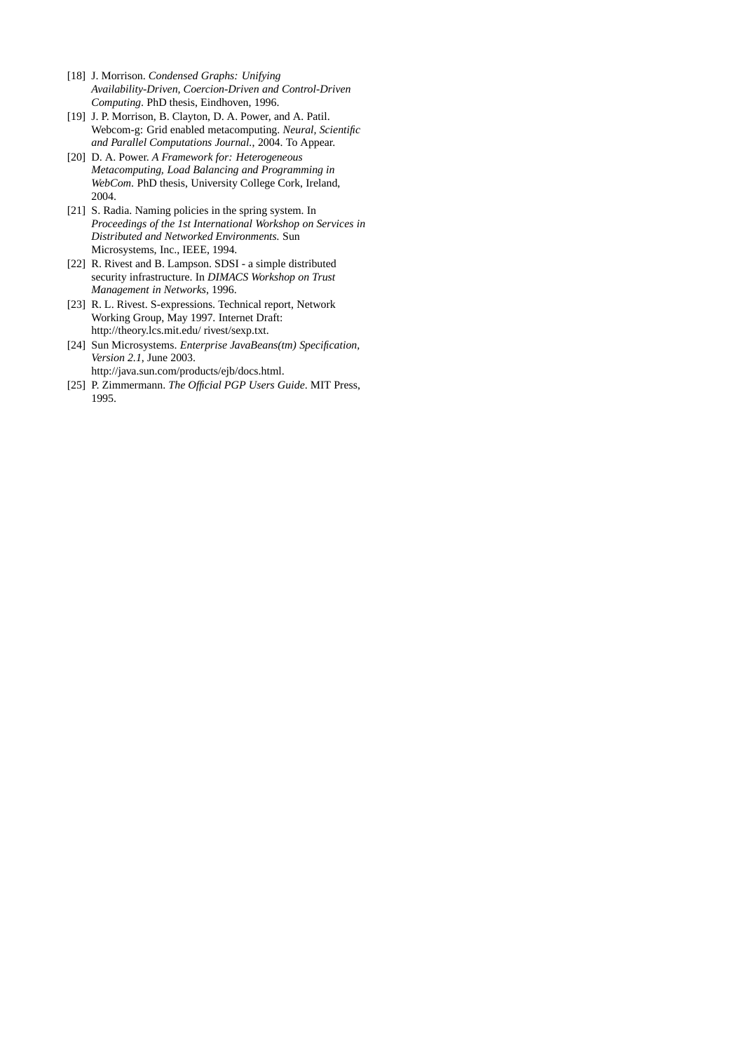[18] J. Morrison. *Condensed Graphs: Unifying Availability-Driven, Coercion-Driven and Control-Driven Computing*. PhD thesis, Eindhoven, 1996.

[19] J. P. Morrison, B. Clayton, D. A. Power, and A. Patil. Webcom-g: Grid enabled metacomputing. *Neural, Scientific and Parallel Computations Journal.*, 2004. To Appear.

[20] D. A. Power. *A Framework for: Heterogeneous Metacomputing, Load Balancing and Programming in WebCom*. PhD thesis, University College Cork, Ireland, 2004.

[21] S. Radia. Naming policies in the spring system. In *Proceedings of the 1st International Workshop on Services in Distributed and Networked Environments.* Sun Microsystems, Inc., IEEE, 1994.

[22] R. Rivest and B. Lampson. SDSI - a simple distributed security infrastructure. In *DIMACS Workshop on Trust Management in Networks*, 1996.

[23] R. L. Rivest. S-expressions. Technical report, Network Working Group, May 1997. Internet Draft: http://theory.lcs.mit.edu/ rivest/sexp.txt.

[24] Sun Microsystems. *Enterprise JavaBeans(tm) Specification, Version 2.1*, June 2003. http://java.sun.com/products/ejb/docs.html.

[25] P. Zimmermann. *The Official PGP Users Guide*. MIT Press, 1995.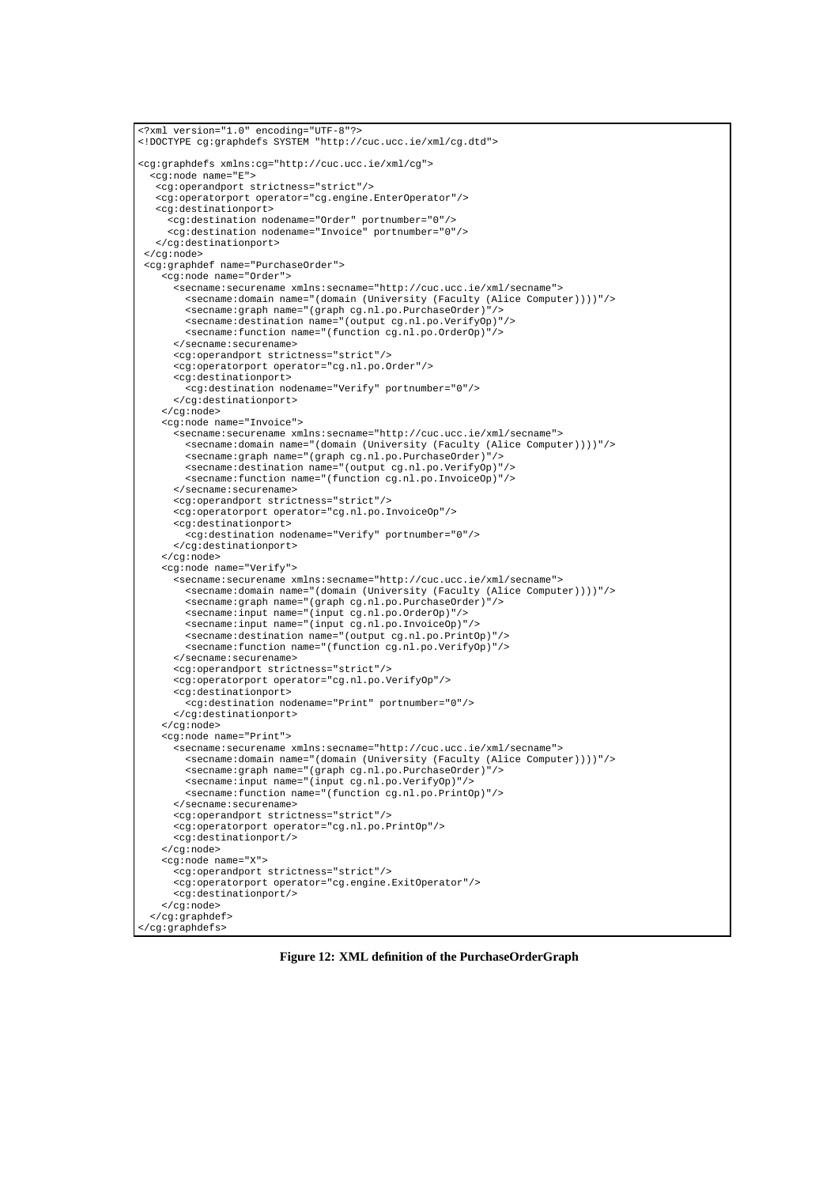```xml
<?xml version="1.0" encoding="UTF-8"?>
<!DOCTYPE cg:graphdefs SYSTEM "http://cuc.ucc.ie/xml/cg.dtd">

<cg:graphdefs xmlns:cg="http://cuc.ucc.ie/xml/cg">
  <cg:node name="E">
   <cg:operandport strictness="strict"/>
   <cg:operatorport operator="cg.engine.EnterOperator"/>
   <cg:destinationport>
     <cg:destination nodename="Order" portnumber="0"/>
     <cg:destination nodename="Invoice" portnumber="0"/>
   </cg:destinationport>
 </cg:node>
 <cg:graphdef name="PurchaseOrder">
    <cg:node name="Order">
      <secname:securename xmlns:secname="http://cuc.ucc.ie/xml/secname">
        <secname:domain name="(domain (University (Faculty (Alice Computer))))"/>
        <secname:graph name="(graph cg.nl.po.PurchaseOrder)"/>
        <secname:destination name="(output cg.nl.po.VerifyOp)"/>
        <secname:function name="(function cg.nl.po.OrderOp)"/>
      </secname:securename>
      <cg:operandport strictness="strict"/>
      <cg:operatorport operator="cg.nl.po.Order"/>
      <cg:destinationport>
        <cg:destination nodename="Verify" portnumber="0"/>
      </cg:destinationport>
    </cg:node>
    <cg:node name="Invoice">
      <secname:securename xmlns:secname="http://cuc.ucc.ie/xml/secname">
        <secname:domain name="(domain (University (Faculty (Alice Computer))))"/>
        <secname:graph name="(graph cg.nl.po.PurchaseOrder)"/>
        <secname:destination name="(output cg.nl.po.VerifyOp)"/>
        <secname:function name="(function cg.nl.po.InvoiceOp)"/>
      </secname:securename>
      <cg:operandport strictness="strict"/>
      <cg:operatorport operator="cg.nl.po.InvoiceOp"/>
      <cg:destinationport>
        <cg:destination nodename="Verify" portnumber="0"/>
      </cg:destinationport>
    </cg:node>
    <cg:node name="Verify">
      <secname:securename xmlns:secname="http://cuc.ucc.ie/xml/secname">
        <secname:domain name="(domain (University (Faculty (Alice Computer))))"/>
        <secname:graph name="(graph cg.nl.po.PurchaseOrder)"/>
        <secname:input name="(input cg.nl.po.OrderOp)"/>
        <secname:input name="(input cg.nl.po.InvoiceOp)"/>
        <secname:destination name="(output cg.nl.po.PrintOp)"/>
        <secname:function name="(function cg.nl.po.VerifyOp)"/>
      </secname:securename>
      <cg:operandport strictness="strict"/>
      <cg:operatorport operator="cg.nl.po.VerifyOp"/>
      <cg:destinationport>
        <cg:destination nodename="Print" portnumber="0"/>
      </cg:destinationport>
    </cg:node>
    <cg:node name="Print">
      <secname:securename xmlns:secname="http://cuc.ucc.ie/xml/secname">
        <secname:domain name="(domain (University (Faculty (Alice Computer))))"/>
        <secname:graph name="(graph cg.nl.po.PurchaseOrder)"/>
        <secname:input name="(input cg.nl.po.VerifyOp)"/>
        <secname:function name="(function cg.nl.po.PrintOp)"/>
      </secname:securename>
      <cg:operandport strictness="strict"/>
      <cg:operatorport operator="cg.nl.po.PrintOp"/>
      <cg:destinationport/>
    </cg:node>
    <cg:node name="X">
      <cg:operandport strictness="strict"/>
      <cg:operatorport operator="cg.engine.ExitOperator"/>
      <cg:destinationport/>
    </cg:node>
  </cg:graphdef>
</cg:graphdefs>
```

**Figure 12: XML definition of the PurchaseOrderGraph**